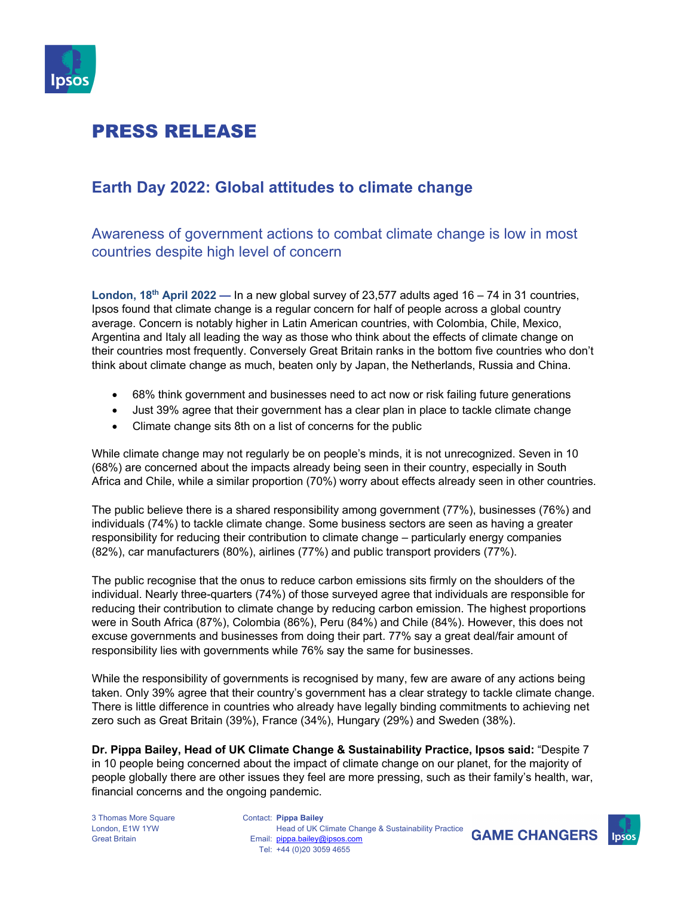# PRESS RELEASE

## Earth Day 2022: Global attitudes to climate change

### Awareness of government actions to combat climate change is low in most countries despite high level of concern

**London, 18th April 2022 —** In a new global survey of 23,577 adults aged 16 – 74 in 31 countries, Ipsos found that climate change is a regular concern for half of people across a global country average. Concern is notably higher in Latin American countries, with Colombia, Chile, Mexico, Argentina and Italy all leading the way as those who think about the effects of climate change on their countries most frequently. Conversely Great Britain ranks in the bottom five countries who don't think about climate change as much, beaten only by Japan, the Netherlands, Russia and China.

- 68% think government and businesses need to act now or risk failing future generations
- Just 39% agree that their government has a clear plan in place to tackle climate change
- Climate change sits 8th on a list of concerns for the public

While climate change may not regularly be on people's minds, it is not unrecognized. Seven in 10 (68%) are concerned about the impacts already being seen in their country, especially in South Africa and Chile, while a similar proportion (70%) worry about effects already seen in other countries.

The public believe there is a shared responsibility among government (77%), businesses (76%) and individuals (74%) to tackle climate change. Some business sectors are seen as having a greater responsibility for reducing their contribution to climate change – particularly energy companies (82%), car manufacturers (80%), airlines (77%) and public transport providers (77%).

The public recognise that the onus to reduce carbon emissions sits firmly on the shoulders of the individual. Nearly three-quarters (74%) of those surveyed agree that individuals are responsible for reducing their contribution to climate change by reducing carbon emission. The highest proportions were in South Africa (87%), Colombia (86%), Peru (84%) and Chile (84%). However, this does not excuse governments and businesses from doing their part. 77% say a great deal/fair amount of responsibility lies with governments while 76% say the same for businesses.

While the responsibility of governments is recognised by many, few are aware of any actions being taken. Only 39% agree that their country's government has a clear strategy to tackle climate change. There is little difference in countries who already have legally binding commitments to achieving net zero such as Great Britain (39%), France (34%), Hungary (29%) and Sweden (38%).

**Dr. Pippa Bailey, Head of UK Climate Change & Sustainability Practice, Ipsos said:** "Despite 7 in 10 people being concerned about the impact of climate change on our planet, for the majority of people globally there are other issues they feel are more pressing, such as their family's health, war, financial concerns and the ongoing pandemic.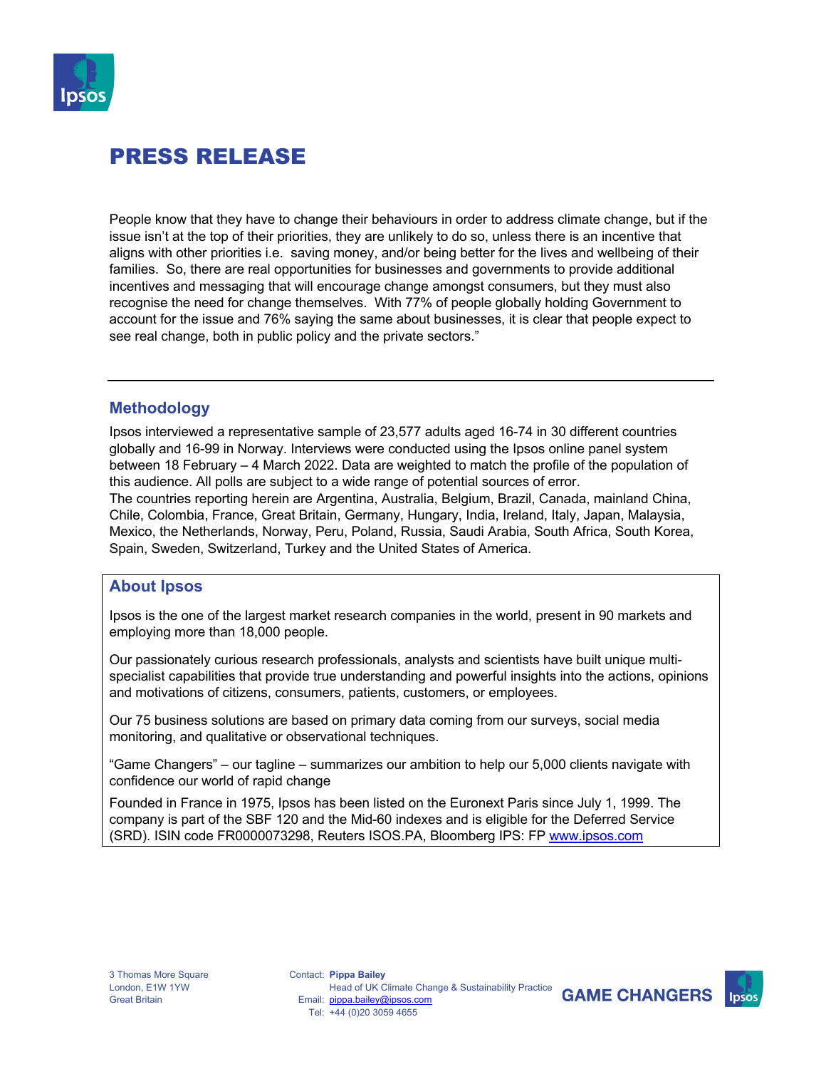# PRESS RELEASE

People know that they have to change their behaviours in order to address climate change, but if the issue isn't at the top of their priorities, they are unlikely to do so, unless there is an incentive that aligns with other priorities i.e. saving money, and/or being better for the lives and wellbeing of their families. So, there are real opportunities for businesses and governments to provide additional incentives and messaging that will encourage change amongst consumers, but they must also recognise the need for change themselves. With 77% of people globally holding Government to account for the issue and 76% saying the same about businesses, it is clear that people expect to see real change, both in public policy and the private sectors."

---

## Methodology

Ipsos interviewed a representative sample of 23,577 adults aged 16-74 in 30 different countries globally and 16-99 in Norway. Interviews were conducted using the Ipsos online panel system between 18 February – 4 March 2022. Data are weighted to match the profile of the population of this audience. All polls are subject to a wide range of potential sources of error.
The countries reporting herein are Argentina, Australia, Belgium, Brazil, Canada, mainland China, Chile, Colombia, France, Great Britain, Germany, Hungary, India, Ireland, Italy, Japan, Malaysia, Mexico, the Netherlands, Norway, Peru, Poland, Russia, Saudi Arabia, South Africa, South Korea, Spain, Sweden, Switzerland, Turkey and the United States of America.

## About Ipsos

Ipsos is the one of the largest market research companies in the world, present in 90 markets and employing more than 18,000 people.

Our passionately curious research professionals, analysts and scientists have built unique multi-specialist capabilities that provide true understanding and powerful insights into the actions, opinions and motivations of citizens, consumers, patients, customers, or employees.

Our 75 business solutions are based on primary data coming from our surveys, social media monitoring, and qualitative or observational techniques.

"Game Changers" – our tagline – summarizes our ambition to help our 5,000 clients navigate with confidence our world of rapid change

Founded in France in 1975, Ipsos has been listed on the Euronext Paris since July 1, 1999. The company is part of the SBF 120 and the Mid-60 indexes and is eligible for the Deferred Service (SRD). ISIN code FR0000073298, Reuters ISOS.PA, Bloomberg IPS: FP www.ipsos.com

3 Thomas More Square
London, E1W 1YW
Great Britain

Contact: **Pippa Bailey**
Head of UK Climate Change & Sustainability Practice
Email: pippa.bailey@ipsos.com
Tel: +44 (0)20 3059 4655

GAME CHANGERS